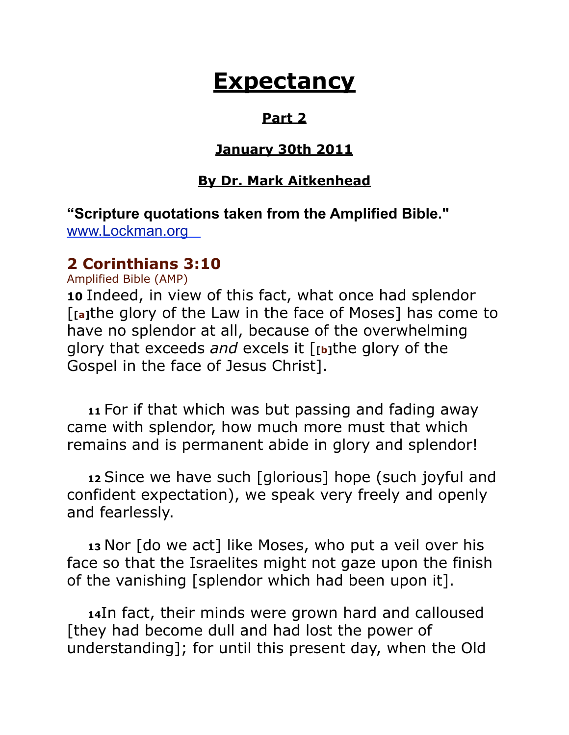# Expectancy

## Part 2

### January 30th 2011

### By Dr. Mark Aitkenhead

**"Scripture quotations taken from the Amplified Bible."**
www.Lockman.org

## 2 Corinthians 3:10

Amplified Bible (AMP)

**10** Indeed, in view of this fact, what once had splendor [[a]the glory of the Law in the face of Moses] has come to have no splendor at all, because of the overwhelming glory that exceeds *and* excels it [[b]the glory of the Gospel in the face of Jesus Christ].

**11** For if that which was but passing and fading away came with splendor, how much more must that which remains and is permanent abide in glory and splendor!

**12** Since we have such [glorious] hope (such joyful and confident expectation), we speak very freely and openly and fearlessly.

**13** Nor [do we act] like Moses, who put a veil over his face so that the Israelites might not gaze upon the finish of the vanishing [splendor which had been upon it].

**14** In fact, their minds were grown hard and calloused [they had become dull and had lost the power of understanding]; for until this present day, when the Old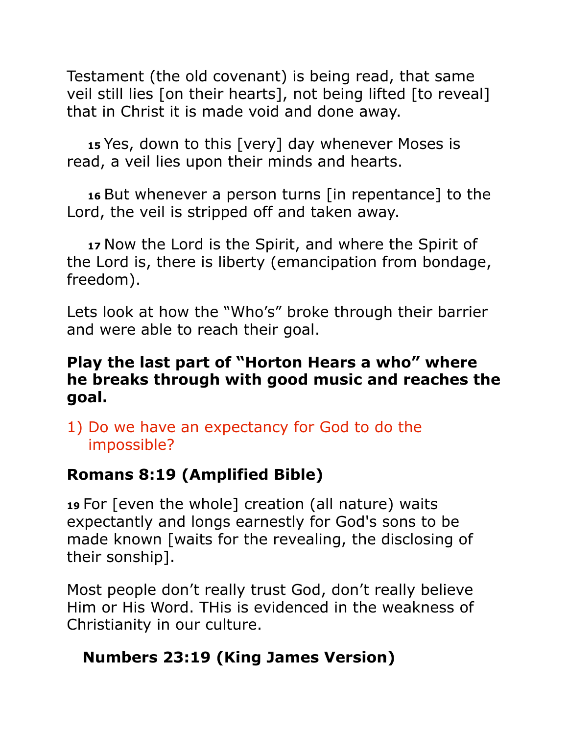Testament (the old covenant) is being read, that same veil still lies [on their hearts], not being lifted [to reveal] that in Christ it is made void and done away.

**15** Yes, down to this [very] day whenever Moses is read, a veil lies upon their minds and hearts.

**16** But whenever a person turns [in repentance] to the Lord, the veil is stripped off and taken away.

**17** Now the Lord is the Spirit, and where the Spirit of the Lord is, there is liberty (emancipation from bondage, freedom).

Lets look at how the "Who's" broke through their barrier and were able to reach their goal.

**Play the last part of "Horton Hears a who" where he breaks through with good music and reaches the goal.**

1) Do we have an expectancy for God to do the impossible?

### Romans 8:19 (Amplified Bible)

**19** For [even the whole] creation (all nature) waits expectantly and longs earnestly for God's sons to be made known [waits for the revealing, the disclosing of their sonship].

Most people don't really trust God, don't really believe Him or His Word. THis is evidenced in the weakness of Christianity in our culture.

### Numbers 23:19 (King James Version)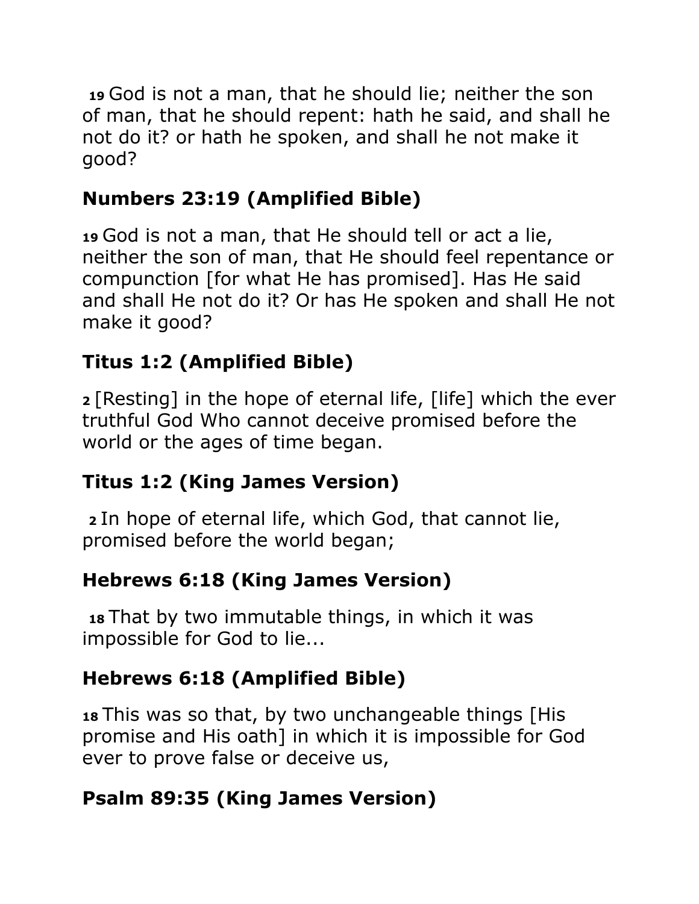**19** God is not a man, that he should lie; neither the son of man, that he should repent: hath he said, and shall he not do it? or hath he spoken, and shall he not make it good?

## Numbers 23:19 (Amplified Bible)

**19** God is not a man, that He should tell or act a lie, neither the son of man, that He should feel repentance or compunction [for what He has promised]. Has He said and shall He not do it? Or has He spoken and shall He not make it good?

## Titus 1:2 (Amplified Bible)

**2** [Resting] in the hope of eternal life, [life] which the ever truthful God Who cannot deceive promised before the world or the ages of time began.

## Titus 1:2 (King James Version)

**2** In hope of eternal life, which God, that cannot lie, promised before the world began;

## Hebrews 6:18 (King James Version)

**18** That by two immutable things, in which it was impossible for God to lie...

## Hebrews 6:18 (Amplified Bible)

**18** This was so that, by two unchangeable things [His promise and His oath] in which it is impossible for God ever to prove false or deceive us,

## Psalm 89:35 (King James Version)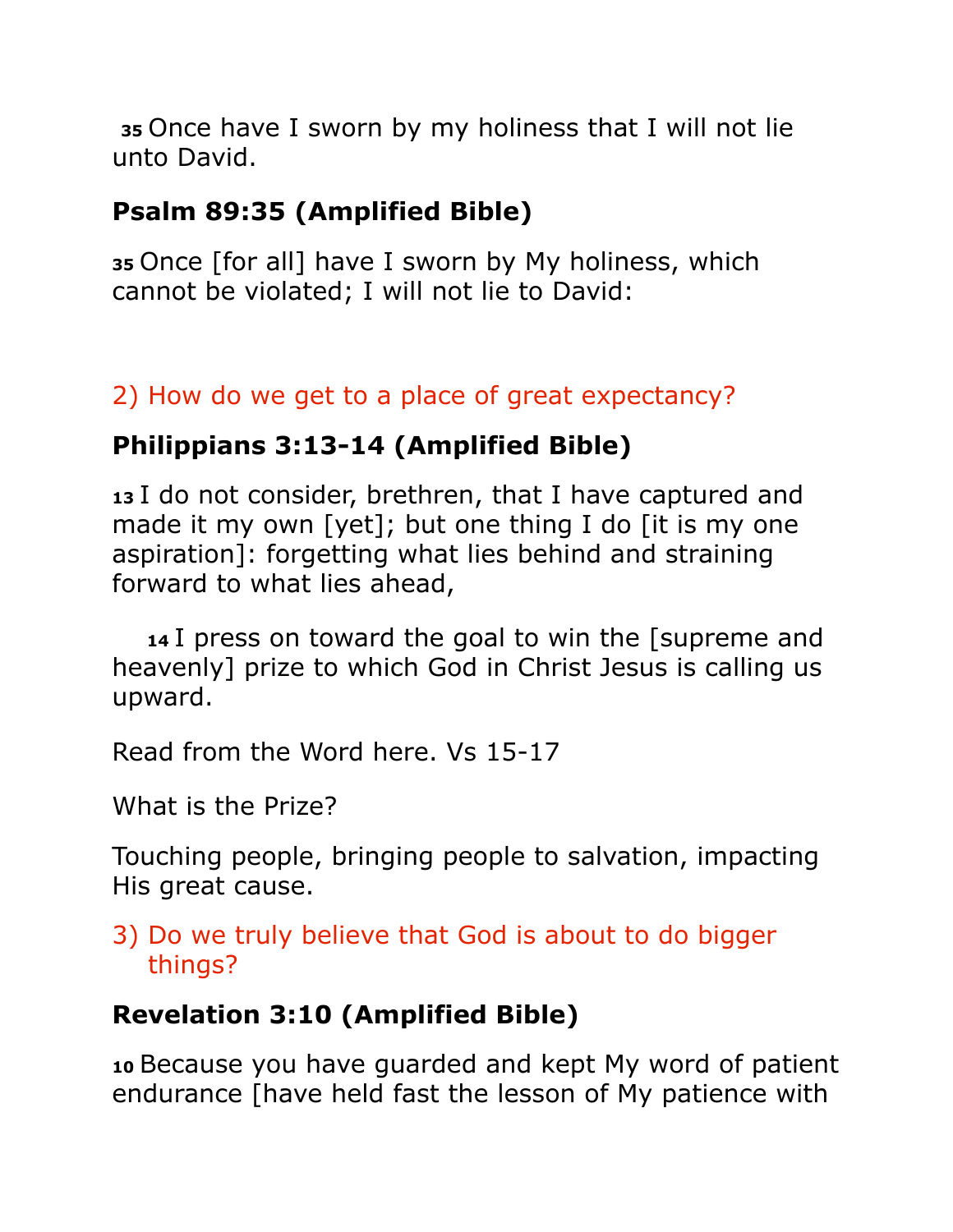**35** Once have I sworn by my holiness that I will not lie unto David.

**Psalm 89:35 (Amplified Bible)**

**35** Once [for all] have I sworn by My holiness, which cannot be violated; I will not lie to David:

2) How do we get to a place of great expectancy?

**Philippians 3:13-14 (Amplified Bible)**

**13** I do not consider, brethren, that I have captured and made it my own [yet]; but one thing I do [it is my one aspiration]: forgetting what lies behind and straining forward to what lies ahead,

**14** I press on toward the goal to win the [supreme and heavenly] prize to which God in Christ Jesus is calling us upward.

Read from the Word here. Vs 15-17

What is the Prize?

Touching people, bringing people to salvation, impacting His great cause.

3) Do we truly believe that God is about to do bigger things?

**Revelation 3:10 (Amplified Bible)**

**10** Because you have guarded and kept My word of patient endurance [have held fast the lesson of My patience with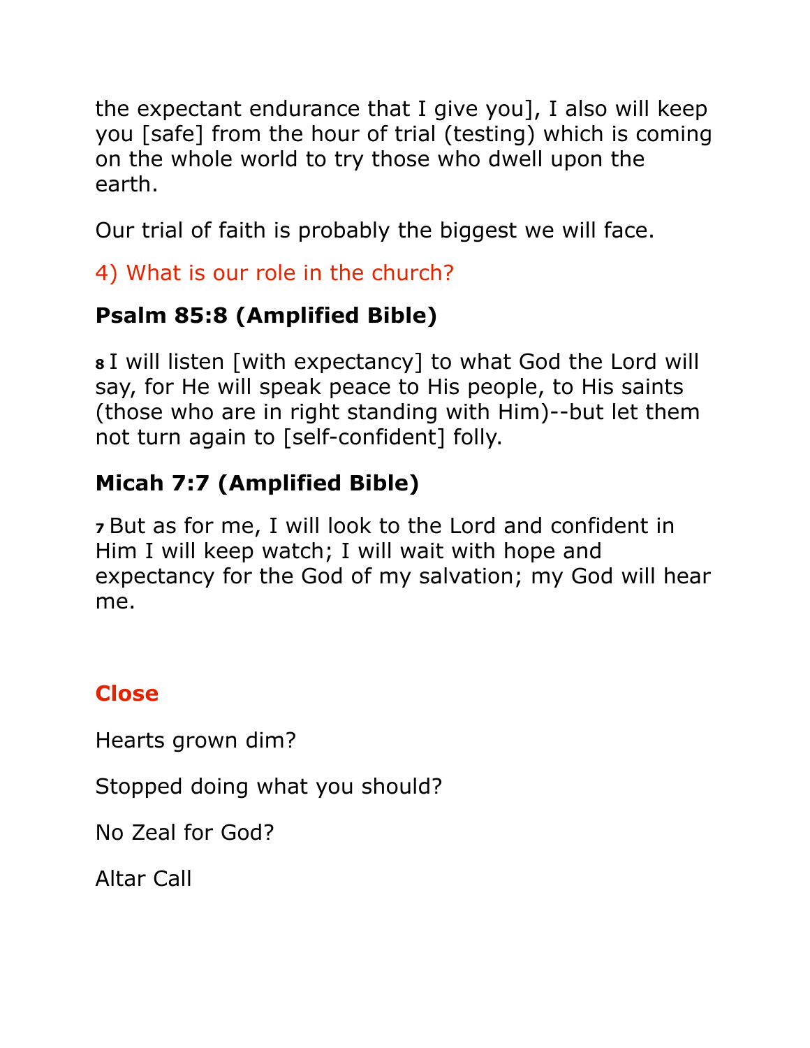the expectant endurance that I give you], I also will keep you [safe] from the hour of trial (testing) which is coming on the whole world to try those who dwell upon the earth.

Our trial of faith is probably the biggest we will face.

4) What is our role in the church?

### Psalm 85:8 (Amplified Bible)

**8** I will listen [with expectancy] to what God the Lord will say, for He will speak peace to His people, to His saints (those who are in right standing with Him)--but let them not turn again to [self-confident] folly.

### Micah 7:7 (Amplified Bible)

**7** But as for me, I will look to the Lord and confident in Him I will keep watch; I will wait with hope and expectancy for the God of my salvation; my God will hear me.

### Close

Hearts grown dim?

Stopped doing what you should?

No Zeal for God?

Altar Call